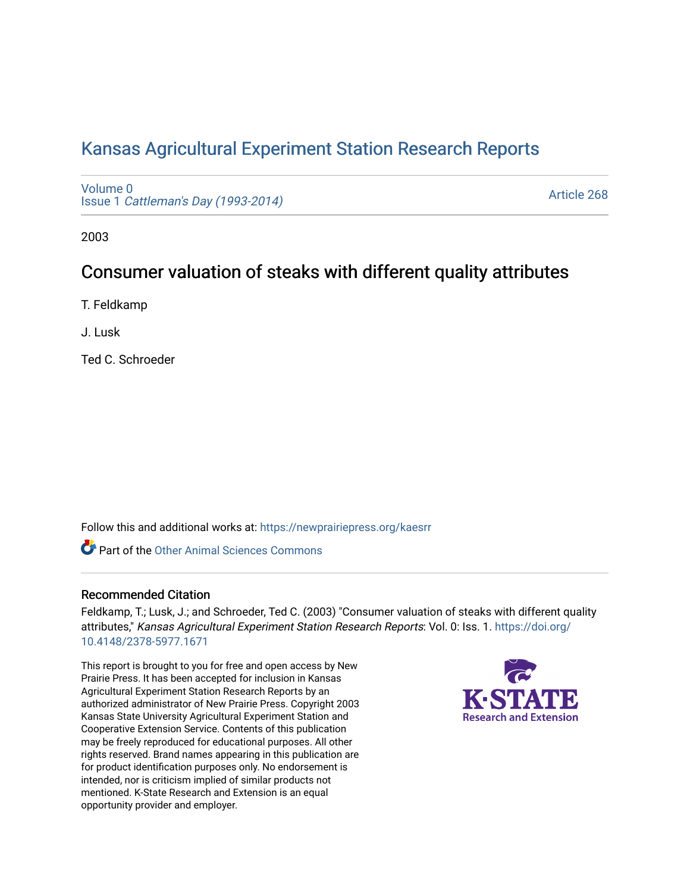# Kansas Agricultural Experiment Station Research Reports

Volume 0
Issue 1 *Cattleman's Day (1993-2014)*

Article 268

2003

## Consumer valuation of steaks with different quality attributes

T. Feldkamp

J. Lusk

Ted C. Schroeder

Follow this and additional works at: https://newprairiepress.org/kaesrr

Part of the Other Animal Sciences Commons

### Recommended Citation

Feldkamp, T.; Lusk, J.; and Schroeder, Ted C. (2003) "Consumer valuation of steaks with different quality attributes," *Kansas Agricultural Experiment Station Research Reports*: Vol. 0: Iss. 1. https://doi.org/10.4148/2378-5977.1671

This report is brought to you for free and open access by New Prairie Press. It has been accepted for inclusion in Kansas Agricultural Experiment Station Research Reports by an authorized administrator of New Prairie Press. Copyright 2003 Kansas State University Agricultural Experiment Station and Cooperative Extension Service. Contents of this publication may be freely reproduced for educational purposes. All other rights reserved. Brand names appearing in this publication are for product identification purposes only. No endorsement is intended, nor is criticism implied of similar products not mentioned. K-State Research and Extension is an equal opportunity provider and employer.

K-STATE Research and Extension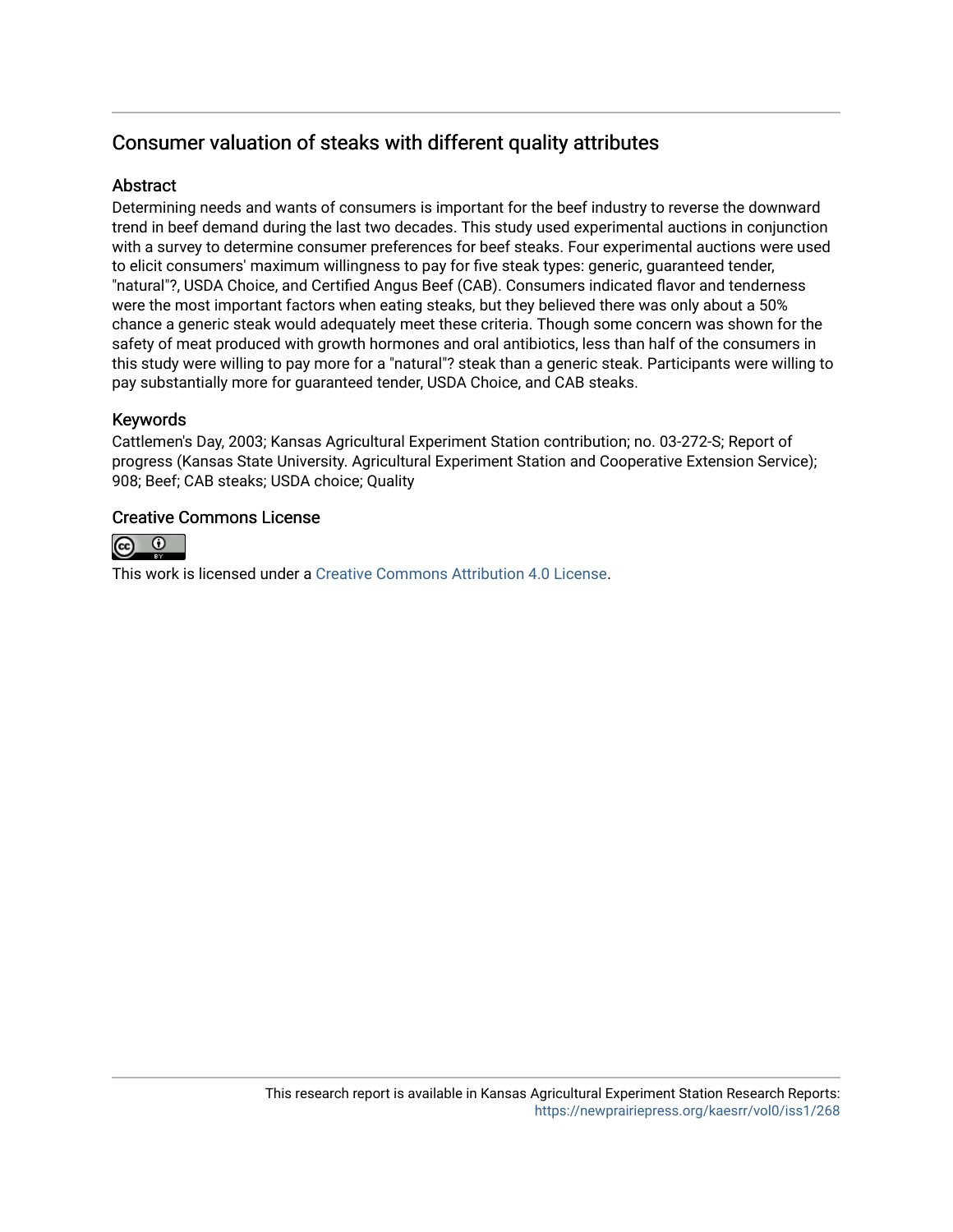## Consumer valuation of steaks with different quality attributes

### Abstract

Determining needs and wants of consumers is important for the beef industry to reverse the downward trend in beef demand during the last two decades. This study used experimental auctions in conjunction with a survey to determine consumer preferences for beef steaks. Four experimental auctions were used to elicit consumers' maximum willingness to pay for five steak types: generic, guaranteed tender, "natural"?, USDA Choice, and Certified Angus Beef (CAB). Consumers indicated flavor and tenderness were the most important factors when eating steaks, but they believed there was only about a 50% chance a generic steak would adequately meet these criteria. Though some concern was shown for the safety of meat produced with growth hormones and oral antibiotics, less than half of the consumers in this study were willing to pay more for a "natural"? steak than a generic steak. Participants were willing to pay substantially more for guaranteed tender, USDA Choice, and CAB steaks.

### Keywords

Cattlemen's Day, 2003; Kansas Agricultural Experiment Station contribution; no. 03-272-S; Report of progress (Kansas State University. Agricultural Experiment Station and Cooperative Extension Service); 908; Beef; CAB steaks; USDA choice; Quality

### Creative Commons License

This work is licensed under a Creative Commons Attribution 4.0 License.

This research report is available in Kansas Agricultural Experiment Station Research Reports: https://newprairiepress.org/kaesrr/vol0/iss1/268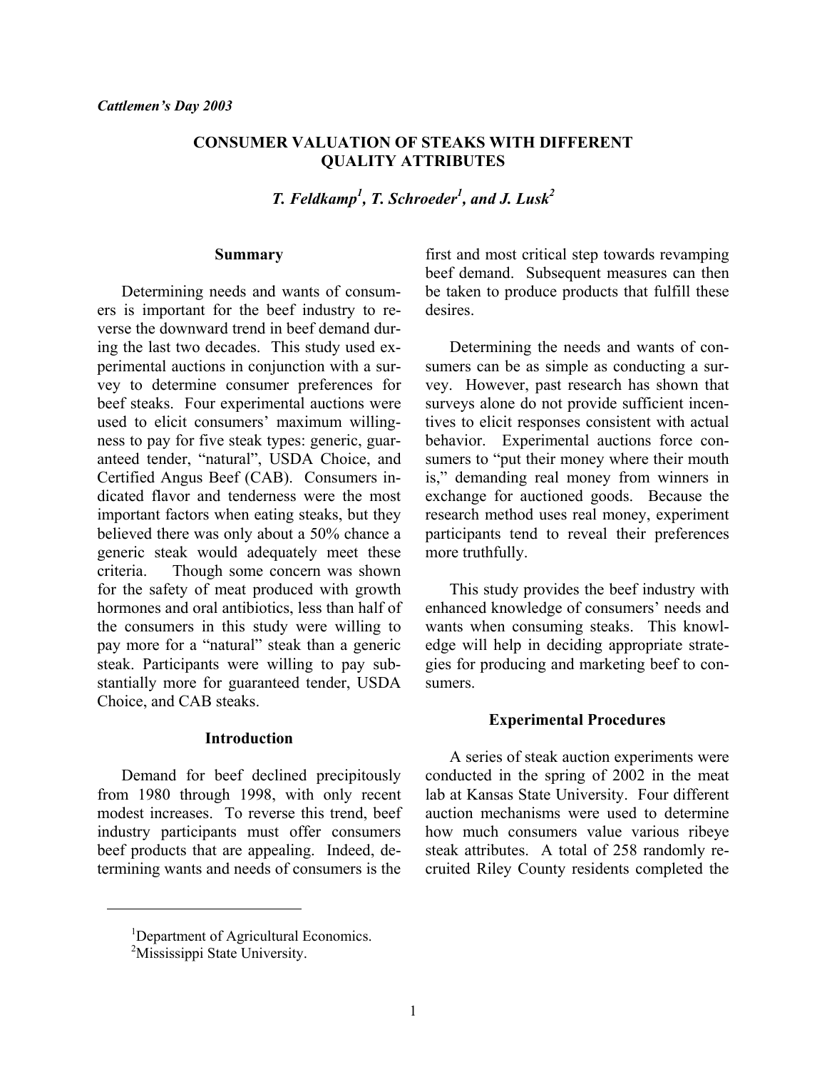*Cattlemen's Day 2003*

# CONSUMER VALUATION OF STEAKS WITH DIFFERENT QUALITY ATTRIBUTES

***T. Feldkamp[1], T. Schroeder[1], and J. Lusk[2]***

## Summary

Determining needs and wants of consumers is important for the beef industry to reverse the downward trend in beef demand during the last two decades. This study used experimental auctions in conjunction with a survey to determine consumer preferences for beef steaks. Four experimental auctions were used to elicit consumers' maximum willingness to pay for five steak types: generic, guaranteed tender, "natural", USDA Choice, and Certified Angus Beef (CAB). Consumers indicated flavor and tenderness were the most important factors when eating steaks, but they believed there was only about a 50% chance a generic steak would adequately meet these criteria. Though some concern was shown for the safety of meat produced with growth hormones and oral antibiotics, less than half of the consumers in this study were willing to pay more for a "natural" steak than a generic steak. Participants were willing to pay substantially more for guaranteed tender, USDA Choice, and CAB steaks.

## Introduction

Demand for beef declined precipitously from 1980 through 1998, with only recent modest increases. To reverse this trend, beef industry participants must offer consumers beef products that are appealing. Indeed, determining wants and needs of consumers is the first and most critical step towards revamping beef demand. Subsequent measures can then be taken to produce products that fulfill these desires.

Determining the needs and wants of consumers can be as simple as conducting a survey. However, past research has shown that surveys alone do not provide sufficient incentives to elicit responses consistent with actual behavior. Experimental auctions force consumers to "put their money where their mouth is," demanding real money from winners in exchange for auctioned goods. Because the research method uses real money, experiment participants tend to reveal their preferences more truthfully.

This study provides the beef industry with enhanced knowledge of consumers' needs and wants when consuming steaks. This knowledge will help in deciding appropriate strategies for producing and marketing beef to consumers.

## Experimental Procedures

A series of steak auction experiments were conducted in the spring of 2002 in the meat lab at Kansas State University. Four different auction mechanisms were used to determine how much consumers value various ribeye steak attributes. A total of 258 randomly recruited Riley County residents completed the

---

[1]Department of Agricultural Economics.
[2]Mississippi State University.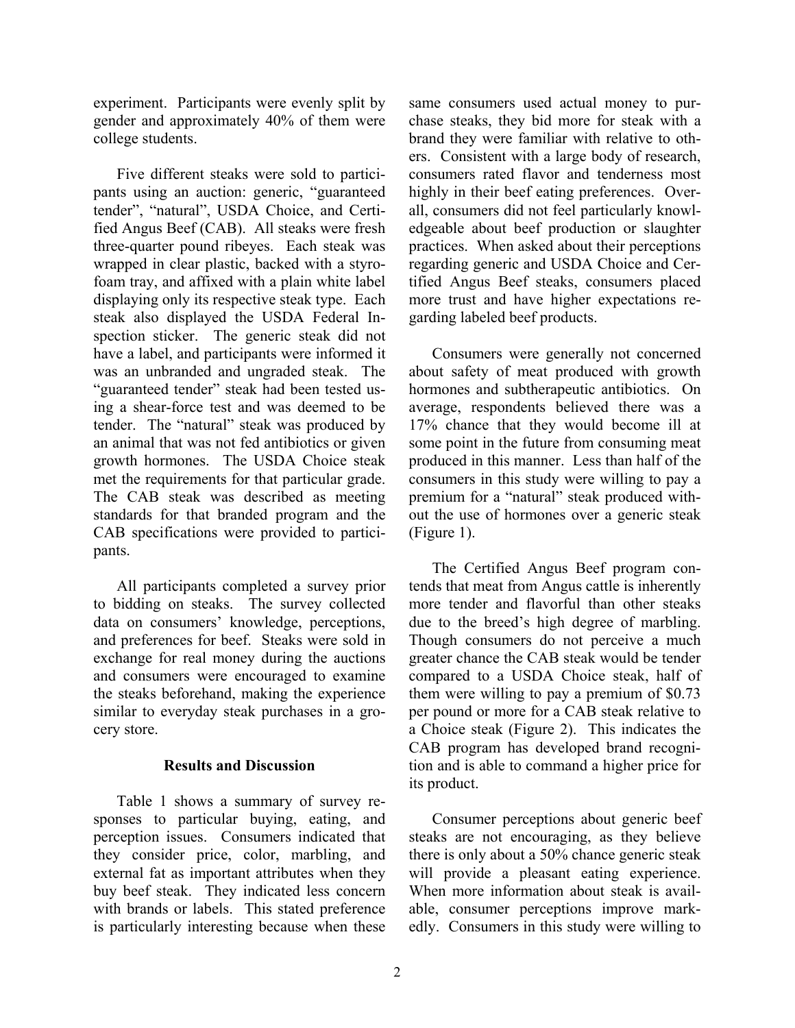experiment. Participants were evenly split by gender and approximately 40% of them were college students.

Five different steaks were sold to participants using an auction: generic, "guaranteed tender", "natural", USDA Choice, and Certified Angus Beef (CAB). All steaks were fresh three-quarter pound ribeyes. Each steak was wrapped in clear plastic, backed with a styrofoam tray, and affixed with a plain white label displaying only its respective steak type. Each steak also displayed the USDA Federal Inspection sticker. The generic steak did not have a label, and participants were informed it was an unbranded and ungraded steak. The "guaranteed tender" steak had been tested using a shear-force test and was deemed to be tender. The "natural" steak was produced by an animal that was not fed antibiotics or given growth hormones. The USDA Choice steak met the requirements for that particular grade. The CAB steak was described as meeting standards for that branded program and the CAB specifications were provided to participants.

All participants completed a survey prior to bidding on steaks. The survey collected data on consumers' knowledge, perceptions, and preferences for beef. Steaks were sold in exchange for real money during the auctions and consumers were encouraged to examine the steaks beforehand, making the experience similar to everyday steak purchases in a grocery store.

## Results and Discussion

Table 1 shows a summary of survey responses to particular buying, eating, and perception issues. Consumers indicated that they consider price, color, marbling, and external fat as important attributes when they buy beef steak. They indicated less concern with brands or labels. This stated preference is particularly interesting because when these same consumers used actual money to purchase steaks, they bid more for steak with a brand they were familiar with relative to others. Consistent with a large body of research, consumers rated flavor and tenderness most highly in their beef eating preferences. Overall, consumers did not feel particularly knowledgeable about beef production or slaughter practices. When asked about their perceptions regarding generic and USDA Choice and Certified Angus Beef steaks, consumers placed more trust and have higher expectations regarding labeled beef products.

Consumers were generally not concerned about safety of meat produced with growth hormones and subtherapeutic antibiotics. On average, respondents believed there was a 17% chance that they would become ill at some point in the future from consuming meat produced in this manner. Less than half of the consumers in this study were willing to pay a premium for a "natural" steak produced without the use of hormones over a generic steak (Figure 1).

The Certified Angus Beef program contends that meat from Angus cattle is inherently more tender and flavorful than other steaks due to the breed's high degree of marbling. Though consumers do not perceive a much greater chance the CAB steak would be tender compared to a USDA Choice steak, half of them were willing to pay a premium of $0.73 per pound or more for a CAB steak relative to a Choice steak (Figure 2). This indicates the CAB program has developed brand recognition and is able to command a higher price for its product.

Consumer perceptions about generic beef steaks are not encouraging, as they believe there is only about a 50% chance generic steak will provide a pleasant eating experience. When more information about steak is available, consumer perceptions improve markedly. Consumers in this study were willing to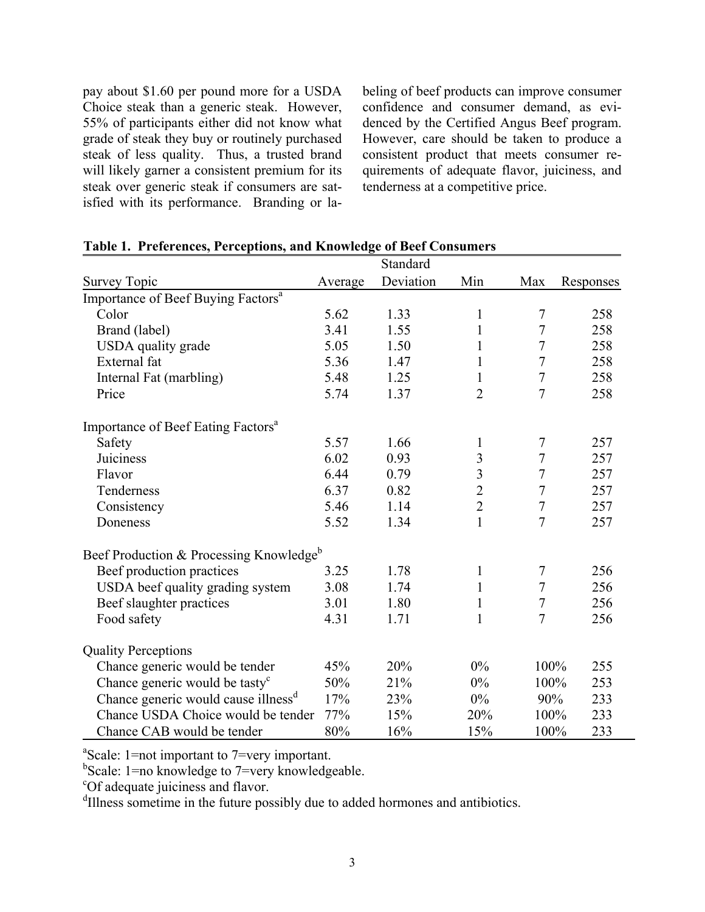pay about $1.60 per pound more for a USDA Choice steak than a generic steak. However, 55% of participants either did not know what grade of steak they buy or routinely purchased steak of less quality. Thus, a trusted brand will likely garner a consistent premium for its steak over generic steak if consumers are satisfied with its performance. Branding or labeling of beef products can improve consumer confidence and consumer demand, as evidenced by the Certified Angus Beef program. However, care should be taken to produce a consistent product that meets consumer requirements of adequate flavor, juiciness, and tenderness at a competitive price.

**Table 1. Preferences, Perceptions, and Knowledge of Beef Consumers**

| Survey Topic | Average | Standard Deviation | Min | Max | Responses |
|---|---|---|---|---|---|
| Importance of Beef Buying Factors[a] | | | | | |
| Color | 5.62 | 1.33 | 1 | 7 | 258 |
| Brand (label) | 3.41 | 1.55 | 1 | 7 | 258 |
| USDA quality grade | 5.05 | 1.50 | 1 | 7 | 258 |
| External fat | 5.36 | 1.47 | 1 | 7 | 258 |
| Internal Fat (marbling) | 5.48 | 1.25 | 1 | 7 | 258 |
| Price | 5.74 | 1.37 | 2 | 7 | 258 |
| Importance of Beef Eating Factors[a] | | | | | |
| Safety | 5.57 | 1.66 | 1 | 7 | 257 |
| Juiciness | 6.02 | 0.93 | 3 | 7 | 257 |
| Flavor | 6.44 | 0.79 | 3 | 7 | 257 |
| Tenderness | 6.37 | 0.82 | 2 | 7 | 257 |
| Consistency | 5.46 | 1.14 | 2 | 7 | 257 |
| Doneness | 5.52 | 1.34 | 1 | 7 | 257 |
| Beef Production & Processing Knowledge[b] | | | | | |
| Beef production practices | 3.25 | 1.78 | 1 | 7 | 256 |
| USDA beef quality grading system | 3.08 | 1.74 | 1 | 7 | 256 |
| Beef slaughter practices | 3.01 | 1.80 | 1 | 7 | 256 |
| Food safety | 4.31 | 1.71 | 1 | 7 | 256 |
| Quality Perceptions | | | | | |
| Chance generic would be tender | 45% | 20% | 0% | 100% | 255 |
| Chance generic would be tasty[c] | 50% | 21% | 0% | 100% | 253 |
| Chance generic would cause illness[d] | 17% | 23% | 0% | 90% | 233 |
| Chance USDA Choice would be tender | 77% | 15% | 20% | 100% | 233 |
| Chance CAB would be tender | 80% | 16% | 15% | 100% | 233 |

[a]Scale: 1=not important to 7=very important.
[b]Scale: 1=no knowledge to 7=very knowledgeable.
[c]Of adequate juiciness and flavor.
[d]Illness sometime in the future possibly due to added hormones and antibiotics.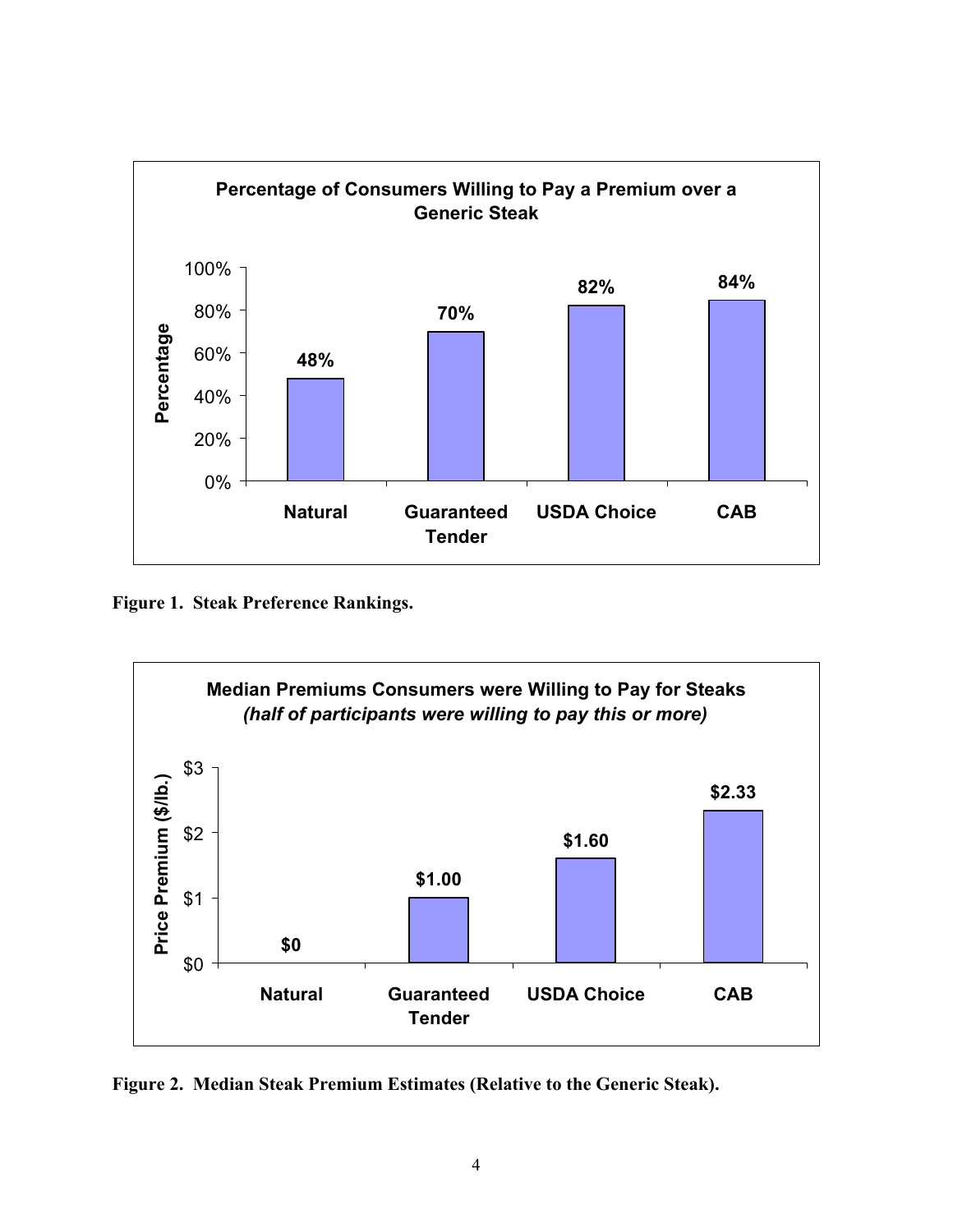Percentage of Consumers Willing to Pay a Premium over a Generic Steak

100%
80%
60%
40%
20%
0%

Percentage

48%
70%
82%
84%

Natural
Guaranteed Tender
USDA Choice
CAB

**Figure 1. Steak Preference Rankings.**

Median Premiums Consumers were Willing to Pay for Steaks
*(half of participants were willing to pay this or more)*

$3
$2
$1
$0

Price Premium ($/lb.)

$0
$1.00
$1.60
$2.33

Natural
Guaranteed Tender
USDA Choice
CAB

**Figure 2. Median Steak Premium Estimates (Relative to the Generic Steak).**